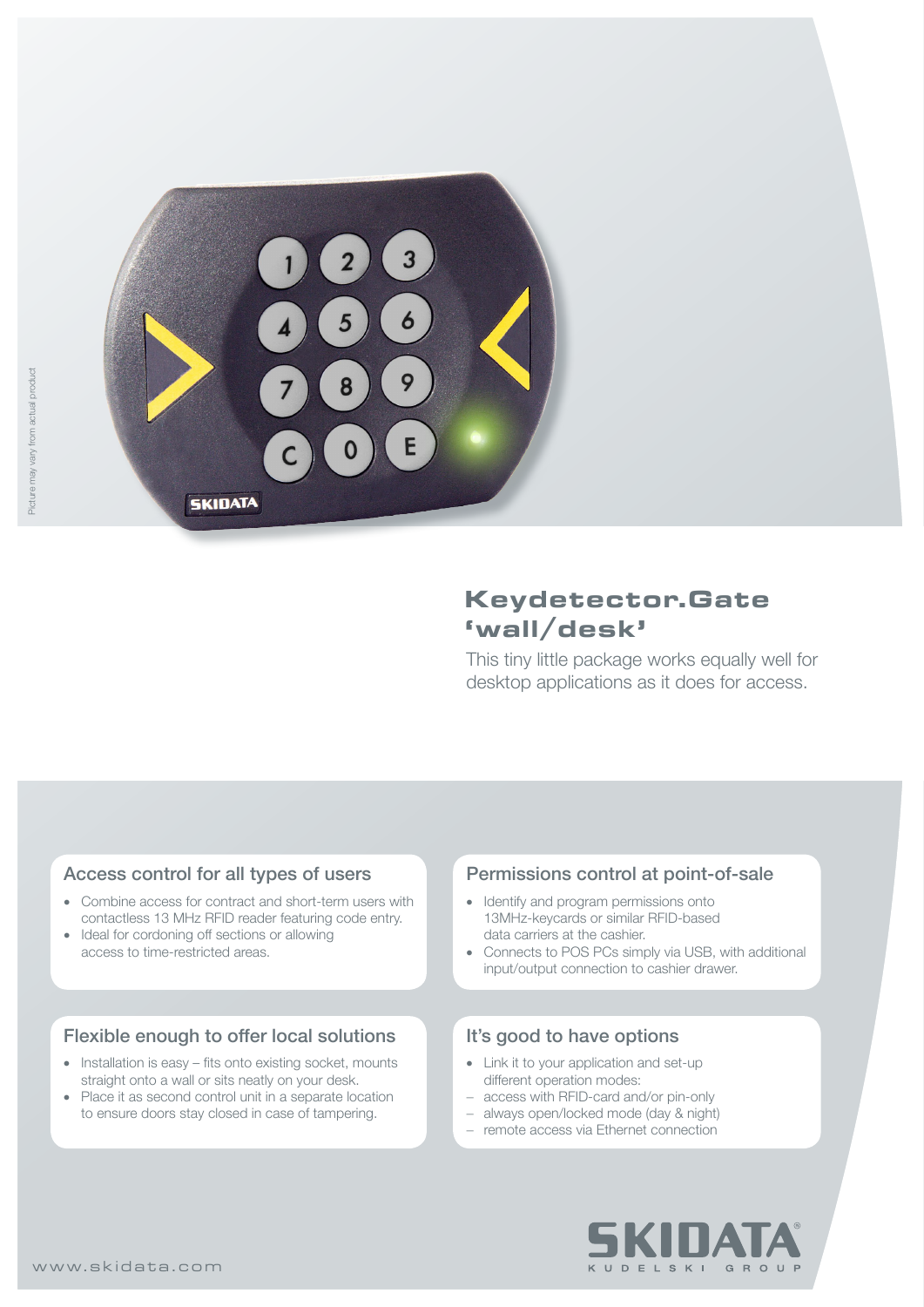Picture may vary from actual product

# Keydetector.Gate 'wall/desk'

This tiny little package works equally well for desktop applications as it does for access.

## Access control for all types of users

- Combine access for contract and short-term users with contactless 13 MHz RFID reader featuring code entry.
- Ideal for cordoning off sections or allowing access to time-restricted areas.

## Permissions control at point-of-sale

- Identify and program permissions onto 13MHz-keycards or similar RFID-based data carriers at the cashier.
- Connects to POS PCs simply via USB, with additional input/output connection to cashier drawer.

## Flexible enough to offer local solutions

- Installation is easy – fits onto existing socket, mounts straight onto a wall or sits neatly on your desk.
- Place it as second control unit in a separate location to ensure doors stay closed in case of tampering.

## It's good to have options

- Link it to your application and set-up different operation modes:
  - access with RFID-card and/or pin-only
  - always open/locked mode (day & night)
  - remote access via Ethernet connection

www.skidata.com

SKIDATA® KUDELSKI GROUP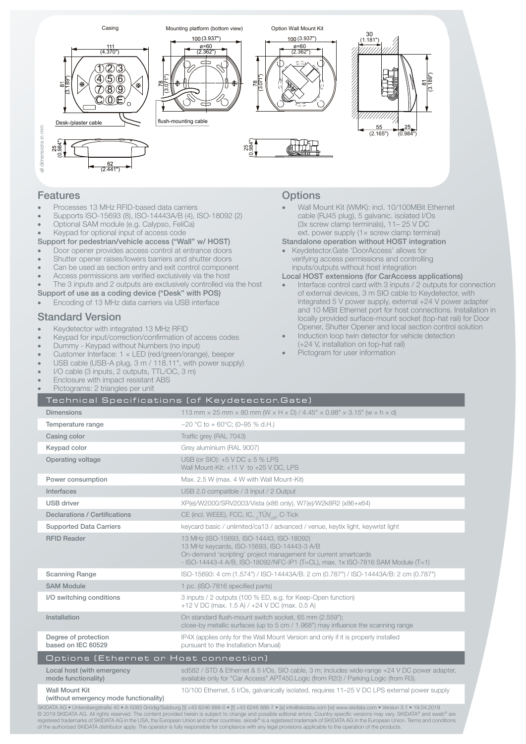Casing

Mounting platform (bottom view)

Option Wall Mount Kit

111 (4.370")

81 (3.189")

Desk-/plaster cable

25 (0.984")

62 (2.441")

100 (3.937")

ø=60 (2.362")

78 (3.071")

flush-mounting cable

100 (3.937")

ø=60 (2.362")

78 (3.071")

25 (0.984")

30 (1.181")

81 (3.189")

55 (2.165")

25 (0.984")

all dimensions in mm

## Features

- Processes 13 MHz RFID-based data carriers
- Supports ISO-15693 (8), ISO-14443A/B (4), ISO-18092 (2)
- Optional SAM module (e.g. Calypso, FeliCa)
- Keypad for optional input of access code

**Support for pedestrian/vehicle access ("Wall" w/ HOST)**

- Door opener provides access control at entrance doors
- Shutter opener raises/lowers barriers and shutter doors
- Can be used as section entry and exit control component
- Access permissions are verified exclusively via the host
- The 3 inputs and 2 outputs are exclusively controlled via the host

**Support of use as a coding device ("Desk" with POS)**

- Encoding of 13 MHz data carriers via USB interface

## Standard Version

- Keydetector with integrated 13 MHz RFID
- Keypad for input/correction/confirmation of access codes
- Dummy - Keypad without Numbers (no input)
- Customer Interface: 1 × LED (red/green/orange), beeper
- USB cable (USB-A plug, 3 m / 118.11", with power supply)
- I/O cable (3 inputs, 2 outputs, TTL/OC, 3 m)
- Enclosure with impact resistant ABS
- Pictograms: 2 triangles per unit

## Options

- Wall Mount Kit (WMK): incl. 10/100MBit Ethernet cable (RJ45 plug), 5 galvanic. isolated I/Os (3x screw clamp terminals), 11– 25 V DC ext. power supply (1× screw clamp terminal)

**Standalone operation without HOST integration**

- Keydetector.Gate 'DoorAccess' allows for verifying access permissions and controlling inputs/outputs without host integration

**Local HOST extensions (for CarAccess applications)**

- Interface control card with 3 inputs / 2 outputs for connection of external devices, 3 m SIO cable to Keydetector, with integrated 5 V power supply, external +24 V power adapter and 10 MBit Ethernet port for host connections. Installation in locally provided surface-mount socket (top-hat rail) for Door Opener, Shutter Opener and local section control solution
- Induction loop twin detector for vehicle detection (+24 V, installation on top-hat rail)
- Pictogram for user information

## Technical Specifications (of Keydetector.Gate)

| | |
|---|---|
| Dimensions | 113 mm × 25 mm × 80 mm (W × H × D) / 4.45" × 0.98" × 3.15" (w × h × d) |
| Temperature range | –20 °C to + 60°C; (0–95 % d.H.) |
| Casing color | Traffic grey (RAL 7043) |
| Keypad color | Grey aluminium (RAL 9007) |
| Operating voltage | USB (or SIO): +5 V DC ± 5 % LPS<br>Wall Mount-Kit: +11 V to +25 V DC, LPS |
| Power consumption | Max. 2.5 W (max. 4 W with Wall Mount-Kit) |
| Interfaces | USB 2.0 compatible / 3 Input / 2 Output |
| USB driver | XP(e)/W2000/SRV2003/Vista (x86 only), W7(e)/W2k8R2 (x86+x64) |
| Declarations / Certifications | CE (incl. WEEE), FCC, IC, $_{C}$TÜV$_{US}$, C-Tick |
| Supported Data Carriers | keycard basic / unlimited/ca13 / advanced / venue, keytix light, keywrist light |
| RFID Reader | 13 MHz (ISO-15693, ISO-14443, ISO-18092)<br>13 MHz keycards, ISO-15693, ISO-14443-3 A/B<br>On-demand 'scripting' project management for current smartcards<br>- ISO-14443-4 A/B, ISO-18092/NFC-IP1 (T=CL), max. 1x ISO-7816 SAM Module (T=1) |
| Scanning Range | ISO-15693: 4 cm (1.574") / ISO-14443A/B: 2 cm (0.787") / ISO-14443A/B: 2 cm (0.787") |
| SAM Module | 1 pc. (ISO-7816 specified parts) |
| I/O switching conditions | 3 inputs / 2 outputs (100 % ED, e.g. for Keep-Open function)<br>+12 V DC (max. 1.5 A) / +24 V DC (max. 0.5 A) |
| Installation | On standard flush-mount switch socket, 65 mm (2.559");<br>close-by metallic surfaces (up to 5 cm / 1.968") may influence the scanning range |
| Degree of protection based on IEC 60529 | IP4X (applies only for the Wall Mount Version and only if it is properly installed pursuant to the Installation Manual) |

## Options (Ethernet or Host connection)

| | |
|---|---|
| Local host (with emergency mode functionality) | sd582 / STD & Ethernet & 5 I/Os, SIO cable, 3 m; includes wide-range +24 V DC power adapter, available only for "Car Access" APT450.Logic (from R20) / Parking.Logic (from R3). |
| Wall Mount Kit (without emergency mode functionality) | 10/100 Ethernet, 5 I/Os, galvanically isolated, requires 11–25 V DC LPS external power supply |

SKIDATA AG • Untersbergstraße 40 • A-5083 Grödig/Salzburg [t] +43 6246 888-0 • [f] +43 6246 888-7 • [e] info@skidata.com [w] www.skidata.com • Version 3.1 • 19.04.2019
© 2019 SKIDATA AG. All rights reserved. The content provided herein is subject to change and possible editorial errors. Country-specific versions may vary. SKIDATA® and sweb® are registered trademarks of SKIDATA AG in the USA, the European Union and other countries. skiosk® is a registered trademark of SKIDATA AG in the European Union. Terms and conditions of the authorized SKIDATA distributor apply. The operator is fully responsible for compliance with any legal provisions applicable to the operation of the products.